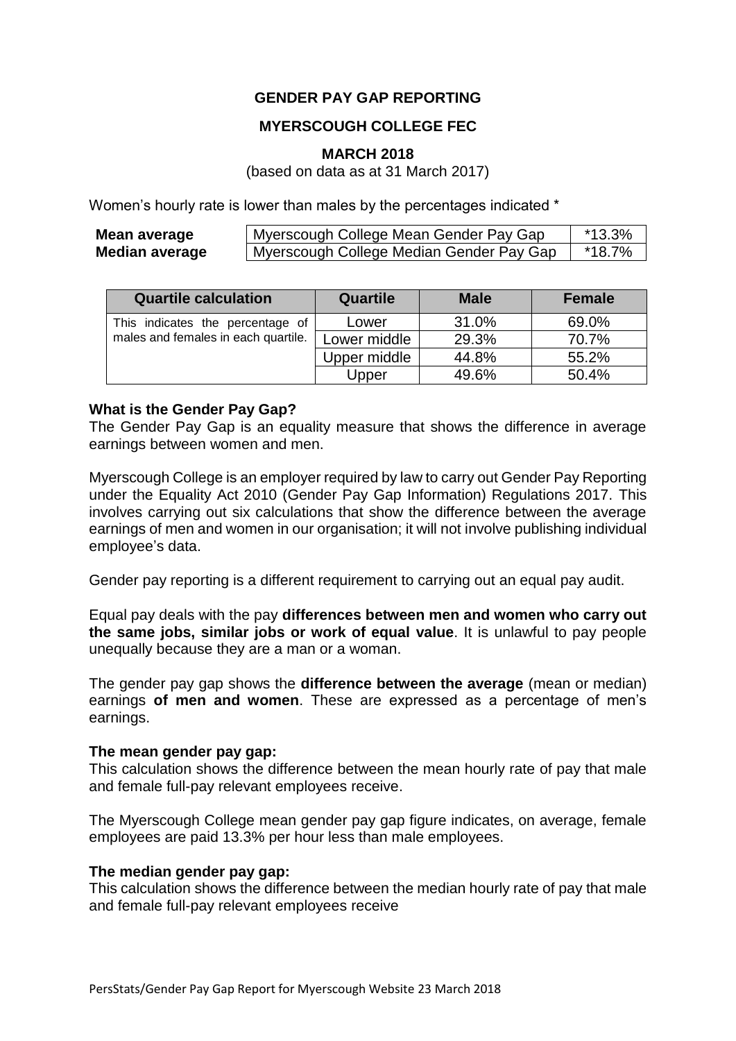**GENDER PAY GAP REPORTING**

**MYERSCOUGH COLLEGE FEC**

**MARCH 2018**

(based on data as at 31 March 2017)

Women's hourly rate is lower than males by the percentages indicated *

| | | |
|---|---|---|
| **Mean average** | Myerscough College Mean Gender Pay Gap | *13.3% |
| **Median average** | Myerscough College Median Gender Pay Gap | *18.7% |

| Quartile calculation | Quartile | Male | Female |
|---|---|---|---|
| This indicates the percentage of males and females in each quartile. | Lower | 31.0% | 69.0% |
| | Lower middle | 29.3% | 70.7% |
| | Upper middle | 44.8% | 55.2% |
| | Upper | 49.6% | 50.4% |

**What is the Gender Pay Gap?**

The Gender Pay Gap is an equality measure that shows the difference in average earnings between women and men.

Myerscough College is an employer required by law to carry out Gender Pay Reporting under the Equality Act 2010 (Gender Pay Gap Information) Regulations 2017. This involves carrying out six calculations that show the difference between the average earnings of men and women in our organisation; it will not involve publishing individual employee's data.

Gender pay reporting is a different requirement to carrying out an equal pay audit.

Equal pay deals with the pay **differences between men and women who carry out the same jobs, similar jobs or work of equal value**. It is unlawful to pay people unequally because they are a man or a woman.

The gender pay gap shows the **difference between the average** (mean or median) earnings **of men and women**. These are expressed as a percentage of men's earnings.

**The mean gender pay gap:**

This calculation shows the difference between the mean hourly rate of pay that male and female full-pay relevant employees receive.

The Myerscough College mean gender pay gap figure indicates, on average, female employees are paid 13.3% per hour less than male employees.

**The median gender pay gap:**

This calculation shows the difference between the median hourly rate of pay that male and female full-pay relevant employees receive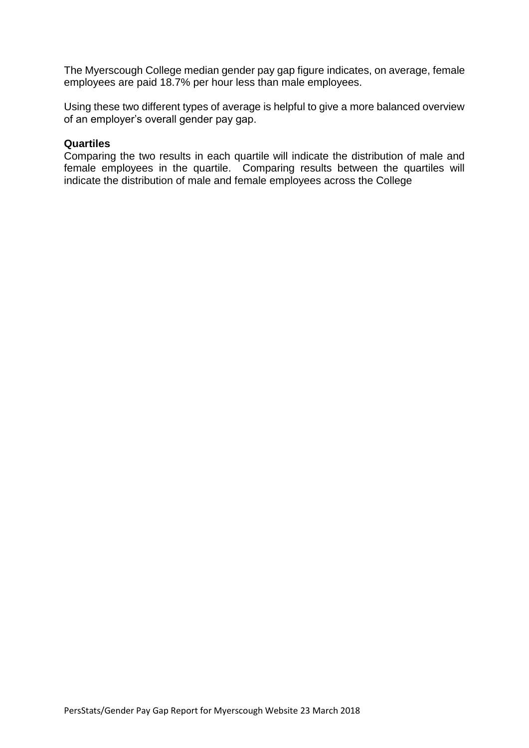The Myerscough College median gender pay gap figure indicates, on average, female employees are paid 18.7% per hour less than male employees.

Using these two different types of average is helpful to give a more balanced overview of an employer's overall gender pay gap.

**Quartiles**

Comparing the two results in each quartile will indicate the distribution of male and female employees in the quartile. Comparing results between the quartiles will indicate the distribution of male and female employees across the College